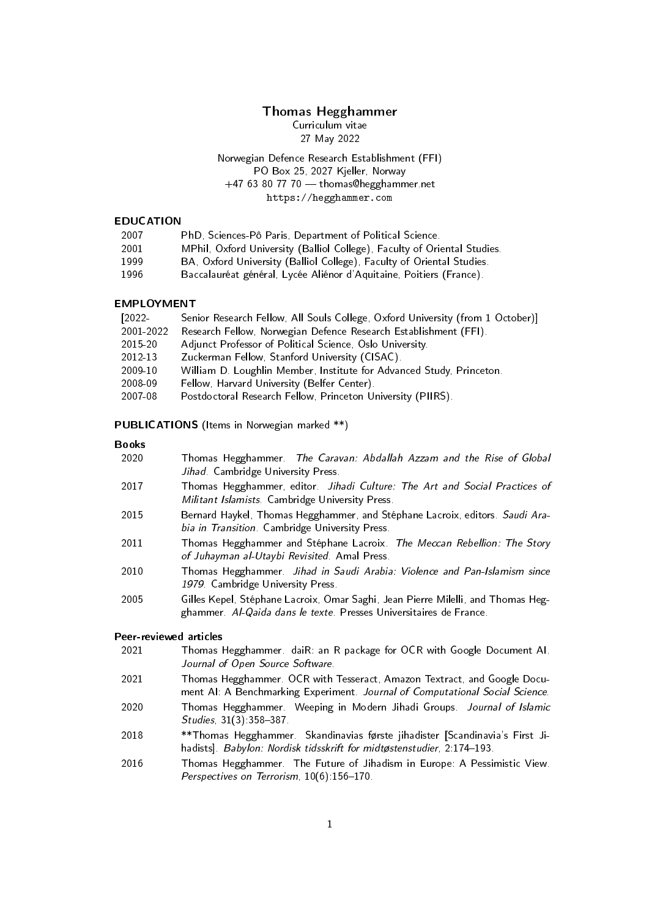# Thomas Hegghammer

Curriculum vitae
27 May 2022

Norwegian Defence Research Establishment (FFI)
PO Box 25, 2027 Kjeller, Norway
+47 63 80 77 70 — thomas@hegghammer.net
https://hegghammer.com

## EDUCATION

| | |
|---|---|
| 2007 | PhD, Sciences-Pô Paris, Department of Political Science. |
| 2001 | MPhil, Oxford University (Balliol College), Faculty of Oriental Studies. |
| 1999 | BA, Oxford University (Balliol College), Faculty of Oriental Studies. |
| 1996 | Baccalauréat général, Lycée Aliénor d'Aquitaine, Poitiers (France). |

## EMPLOYMENT

| | |
|---|---|
| [2022- | Senior Research Fellow, All Souls College, Oxford University (from 1 October)] |
| 2001-2022 | Research Fellow, Norwegian Defence Research Establishment (FFI). |
| 2015-20 | Adjunct Professor of Political Science, Oslo University. |
| 2012-13 | Zuckerman Fellow, Stanford University (CISAC). |
| 2009-10 | William D. Loughlin Member, Institute for Advanced Study, Princeton. |
| 2008-09 | Fellow, Harvard University (Belfer Center). |
| 2007-08 | Postdoctoral Research Fellow, Princeton University (PIIRS). |

## PUBLICATIONS (Items in Norwegian marked **)

### Books

| | |
|---|---|
| 2020 | Thomas Hegghammer. *The Caravan: Abdallah Azzam and the Rise of Global Jihad*. Cambridge University Press. |
| 2017 | Thomas Hegghammer, editor. *Jihadi Culture: The Art and Social Practices of Militant Islamists*. Cambridge University Press. |
| 2015 | Bernard Haykel, Thomas Hegghammer, and Stéphane Lacroix, editors. *Saudi Arabia in Transition*. Cambridge University Press. |
| 2011 | Thomas Hegghammer and Stéphane Lacroix. *The Meccan Rebellion: The Story of Juhayman al-Utaybi Revisited*. Amal Press. |
| 2010 | Thomas Hegghammer. *Jihad in Saudi Arabia: Violence and Pan-Islamism since 1979*. Cambridge University Press. |
| 2005 | Gilles Kepel, Stéphane Lacroix, Omar Saghi, Jean Pierre Milelli, and Thomas Hegghammer. *Al-Qaida dans le texte*. Presses Universitaires de France. |

### Peer-reviewed articles

| | |
|---|---|
| 2021 | Thomas Hegghammer. daiR: an R package for OCR with Google Document AI. *Journal of Open Source Software*. |
| 2021 | Thomas Hegghammer. OCR with Tesseract, Amazon Textract, and Google Document AI: A Benchmarking Experiment. *Journal of Computational Social Science*. |
| 2020 | Thomas Hegghammer. Weeping in Modern Jihadi Groups. *Journal of Islamic Studies*, 31(3):358–387. |
| 2018 | **Thomas Hegghammer. Skandinavias første jihadister [Scandinavia's First Jihadists]. *Babylon: Nordisk tidsskrift for midtøstenstudier*, 2:174–193. |
| 2016 | Thomas Hegghammer. The Future of Jihadism in Europe: A Pessimistic View. *Perspectives on Terrorism*, 10(6):156–170. |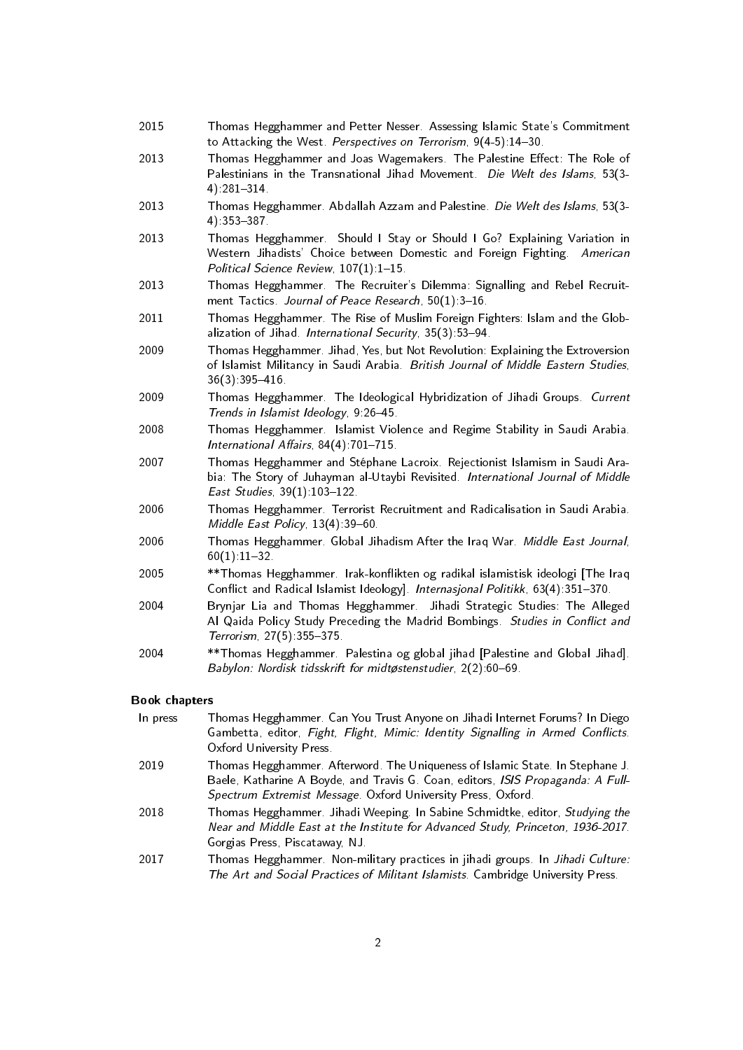2015 Thomas Hegghammer and Petter Nesser. Assessing Islamic State's Commitment to Attacking the West. *Perspectives on Terrorism*, 9(4-5):14–30.

2013 Thomas Hegghammer and Joas Wagemakers. The Palestine Effect: The Role of Palestinians in the Transnational Jihad Movement. *Die Welt des Islams*, 53(3-4):281–314.

2013 Thomas Hegghammer. Abdallah Azzam and Palestine. *Die Welt des Islams*, 53(3-4):353–387.

2013 Thomas Hegghammer. Should I Stay or Should I Go? Explaining Variation in Western Jihadists' Choice between Domestic and Foreign Fighting. *American Political Science Review*, 107(1):1–15.

2013 Thomas Hegghammer. The Recruiter's Dilemma: Signalling and Rebel Recruitment Tactics. *Journal of Peace Research*, 50(1):3–16.

2011 Thomas Hegghammer. The Rise of Muslim Foreign Fighters: Islam and the Globalization of Jihad. *International Security*, 35(3):53–94.

2009 Thomas Hegghammer. Jihad, Yes, but Not Revolution: Explaining the Extroversion of Islamist Militancy in Saudi Arabia. *British Journal of Middle Eastern Studies*, 36(3):395–416.

2009 Thomas Hegghammer. The Ideological Hybridization of Jihadi Groups. *Current Trends in Islamist Ideology*, 9:26–45.

2008 Thomas Hegghammer. Islamist Violence and Regime Stability in Saudi Arabia. *International Affairs*, 84(4):701–715.

2007 Thomas Hegghammer and Stéphane Lacroix. Rejectionist Islamism in Saudi Arabia: The Story of Juhayman al-Utaybi Revisited. *International Journal of Middle East Studies*, 39(1):103–122.

2006 Thomas Hegghammer. Terrorist Recruitment and Radicalisation in Saudi Arabia. *Middle East Policy*, 13(4):39–60.

2006 Thomas Hegghammer. Global Jihadism After the Iraq War. *Middle East Journal*, 60(1):11–32.

2005 **Thomas Hegghammer. Irak-konflikten og radikal islamistisk ideologi [The Iraq Conflict and Radical Islamist Ideology]. *Internasjonal Politikk*, 63(4):351–370.

2004 Brynjar Lia and Thomas Hegghammer. Jihadi Strategic Studies: The Alleged Al Qaida Policy Study Preceding the Madrid Bombings. *Studies in Conflict and Terrorism*, 27(5):355–375.

2004 **Thomas Hegghammer. Palestina og global jihad [Palestine and Global Jihad]. *Babylon: Nordisk tidsskrift for midtøstenstudier*, 2(2):60–69.

### Book chapters

In press Thomas Hegghammer. Can You Trust Anyone on Jihadi Internet Forums? In Diego Gambetta, editor, *Fight, Flight, Mimic: Identity Signalling in Armed Conflicts*. Oxford University Press.

2019 Thomas Hegghammer. Afterword. The Uniqueness of Islamic State. In Stephane J. Baele, Katharine A Boyde, and Travis G. Coan, editors, *ISIS Propaganda: A Full-Spectrum Extremist Message*. Oxford University Press, Oxford.

2018 Thomas Hegghammer. Jihadi Weeping. In Sabine Schmidtke, editor, *Studying the Near and Middle East at the Institute for Advanced Study, Princeton, 1936-2017*. Gorgias Press, Piscataway, NJ.

2017 Thomas Hegghammer. Non-military practices in jihadi groups. In *Jihadi Culture: The Art and Social Practices of Militant Islamists*. Cambridge University Press.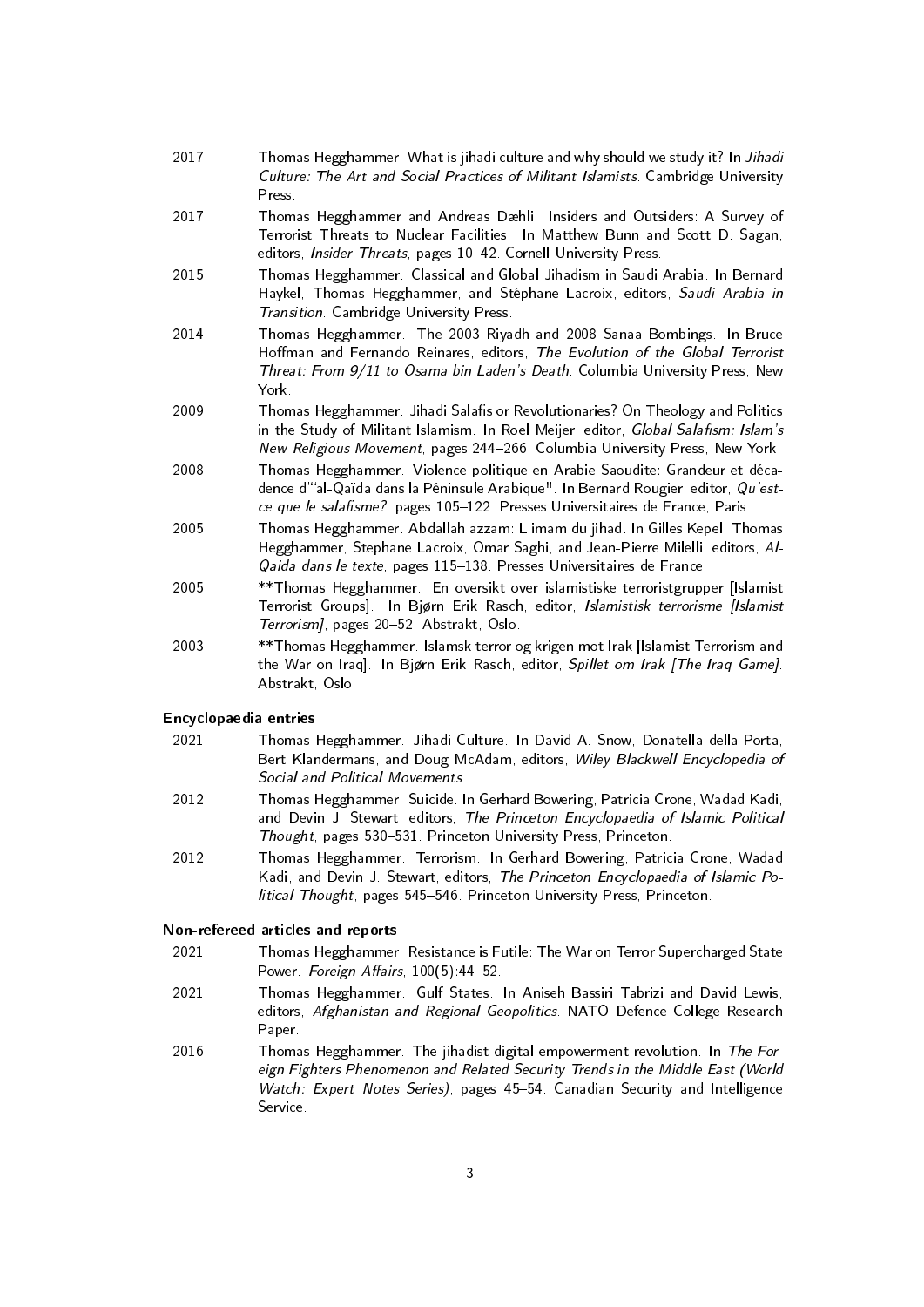2017 Thomas Hegghammer. What is jihadi culture and why should we study it? In *Jihadi Culture: The Art and Social Practices of Militant Islamists*. Cambridge University Press.

2017 Thomas Hegghammer and Andreas Dæhli. Insiders and Outsiders: A Survey of Terrorist Threats to Nuclear Facilities. In Matthew Bunn and Scott D. Sagan, editors, *Insider Threats*, pages 10–42. Cornell University Press.

2015 Thomas Hegghammer. Classical and Global Jihadism in Saudi Arabia. In Bernard Haykel, Thomas Hegghammer, and Stéphane Lacroix, editors, *Saudi Arabia in Transition*. Cambridge University Press.

2014 Thomas Hegghammer. The 2003 Riyadh and 2008 Sanaa Bombings. In Bruce Hoffman and Fernando Reinares, editors, *The Evolution of the Global Terrorist Threat: From 9/11 to Osama bin Laden's Death*. Columbia University Press, New York.

2009 Thomas Hegghammer. Jihadi Salafis or Revolutionaries? On Theology and Politics in the Study of Militant Islamism. In Roel Meijer, editor, *Global Salafism: Islam's New Religious Movement*, pages 244–266. Columbia University Press, New York.

2008 Thomas Hegghammer. Violence politique en Arabie Saoudite: Grandeur et décadence d'"al-Qaïda dans la Péninsule Arabique". In Bernard Rougier, editor, *Qu'est-ce que le salafisme?*, pages 105–122. Presses Universitaires de France, Paris.

2005 Thomas Hegghammer. Abdallah azzam: L'imam du jihad. In Gilles Kepel, Thomas Hegghammer, Stephane Lacroix, Omar Saghi, and Jean-Pierre Milelli, editors, *Al-Qaida dans le texte*, pages 115–138. Presses Universitaires de France.

2005 **Thomas Hegghammer. En oversikt over islamistiske terroristgrupper [Islamist Terrorist Groups]. In Bjørn Erik Rasch, editor, *Islamistisk terrorisme [Islamist Terrorism]*, pages 20–52. Abstrakt, Oslo.

2003 **Thomas Hegghammer. Islamsk terror og krigen mot Irak [Islamist Terrorism and the War on Iraq]. In Bjørn Erik Rasch, editor, *Spillet om Irak [The Iraq Game]*. Abstrakt, Oslo.

### Encyclopaedia entries

2021 Thomas Hegghammer. Jihadi Culture. In David A. Snow, Donatella della Porta, Bert Klandermans, and Doug McAdam, editors, *Wiley Blackwell Encyclopedia of Social and Political Movements*.

2012 Thomas Hegghammer. Suicide. In Gerhard Bowering, Patricia Crone, Wadad Kadi, and Devin J. Stewart, editors, *The Princeton Encyclopaedia of Islamic Political Thought*, pages 530–531. Princeton University Press, Princeton.

2012 Thomas Hegghammer. Terrorism. In Gerhard Bowering, Patricia Crone, Wadad Kadi, and Devin J. Stewart, editors, *The Princeton Encyclopaedia of Islamic Political Thought*, pages 545–546. Princeton University Press, Princeton.

### Non-refereed articles and reports

2021 Thomas Hegghammer. Resistance is Futile: The War on Terror Supercharged State Power. *Foreign Affairs*, 100(5):44–52.

2021 Thomas Hegghammer. Gulf States. In Aniseh Bassiri Tabrizi and David Lewis, editors, *Afghanistan and Regional Geopolitics*. NATO Defence College Research Paper.

2016 Thomas Hegghammer. The jihadist digital empowerment revolution. In *The Foreign Fighters Phenomenon and Related Security Trends in the Middle East (World Watch: Expert Notes Series)*, pages 45–54. Canadian Security and Intelligence Service.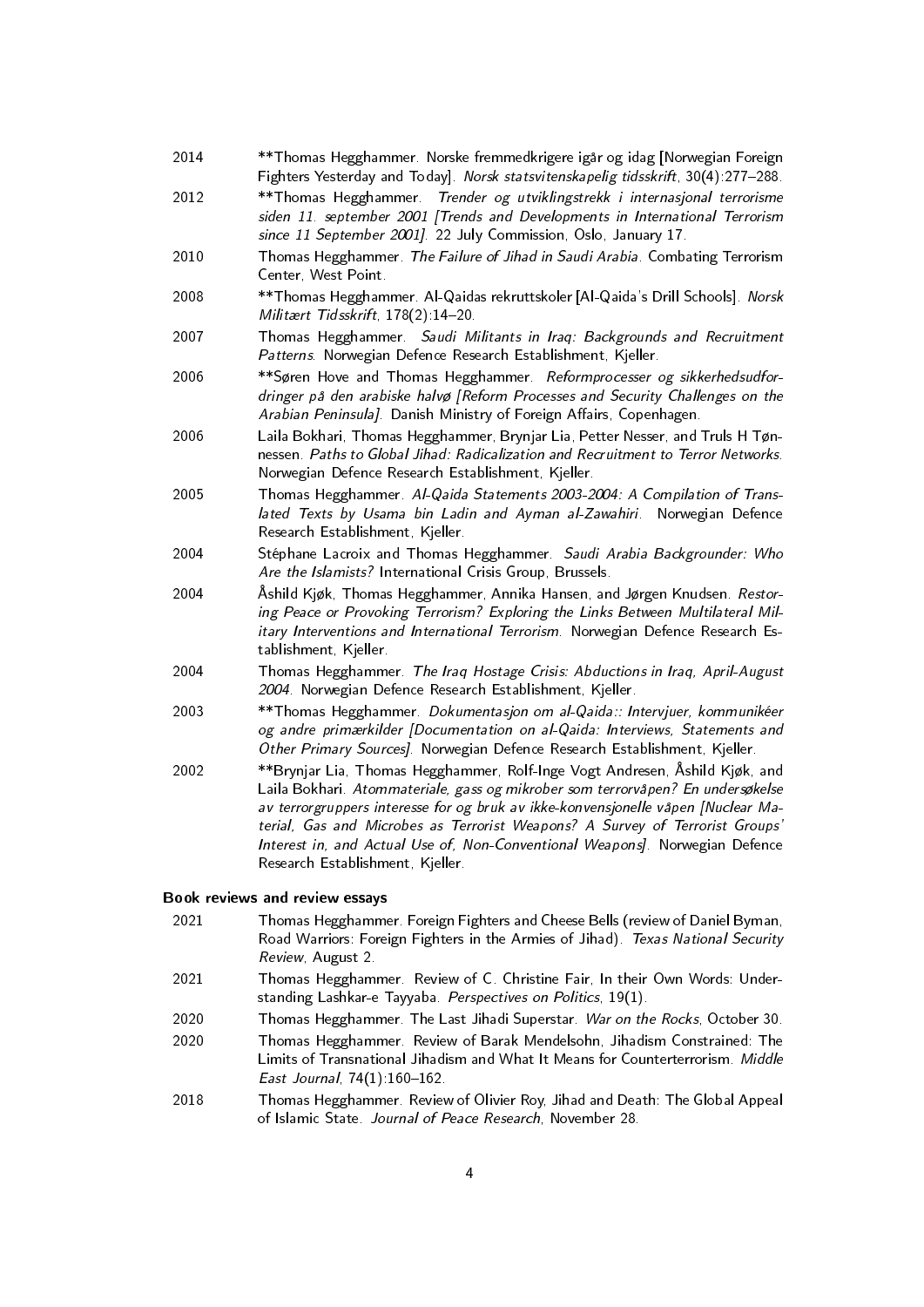2014 **Thomas Hegghammer. Norske fremmedkrigere igår og idag [Norwegian Foreign Fighters Yesterday and Today]. *Norsk statsvitenskapelig tidsskrift*, 30(4):277–288.

2012 **Thomas Hegghammer. *Trender og utviklingstrekk i internasjonal terrorisme siden 11. september 2001 [Trends and Developments in International Terrorism since 11 September 2001]*. 22 July Commission, Oslo, January 17.

2010 Thomas Hegghammer. *The Failure of Jihad in Saudi Arabia*. Combating Terrorism Center, West Point.

2008 **Thomas Hegghammer. Al-Qaidas rekruttskoler [Al-Qaida's Drill Schools]. *Norsk Militært Tidsskrift*, 178(2):14–20.

2007 Thomas Hegghammer. *Saudi Militants in Iraq: Backgrounds and Recruitment Patterns*. Norwegian Defence Research Establishment, Kjeller.

2006 **Søren Hove and Thomas Hegghammer. *Reformprocesser og sikkerhedsudfordringer på den arabiske halvø [Reform Processes and Security Challenges on the Arabian Peninsula]*. Danish Ministry of Foreign Affairs, Copenhagen.

2006 Laila Bokhari, Thomas Hegghammer, Brynjar Lia, Petter Nesser, and Truls H Tønnessen. *Paths to Global Jihad: Radicalization and Recruitment to Terror Networks*. Norwegian Defence Research Establishment, Kjeller.

2005 Thomas Hegghammer. *Al-Qaida Statements 2003-2004: A Compilation of Translated Texts by Usama bin Ladin and Ayman al-Zawahiri*. Norwegian Defence Research Establishment, Kjeller.

2004 Stéphane Lacroix and Thomas Hegghammer. *Saudi Arabia Backgrounder: Who Are the Islamists?* International Crisis Group, Brussels.

2004 Åshild Kjøk, Thomas Hegghammer, Annika Hansen, and Jørgen Knudsen. *Restoring Peace or Provoking Terrorism? Exploring the Links Between Multilateral Military Interventions and International Terrorism*. Norwegian Defence Research Establishment, Kjeller.

2004 Thomas Hegghammer. *The Iraq Hostage Crisis: Abductions in Iraq, April-August 2004*. Norwegian Defence Research Establishment, Kjeller.

2003 **Thomas Hegghammer. *Dokumentasjon om al-Qaida:: Intervjuer, kommunikéer og andre primærkilder [Documentation on al-Qaida: Interviews, Statements and Other Primary Sources]*. Norwegian Defence Research Establishment, Kjeller.

2002 **Brynjar Lia, Thomas Hegghammer, Rolf-Inge Vogt Andresen, Åshild Kjøk, and Laila Bokhari. *Atommateriale, gass og mikrober som terrorvåpen? En undersøkelse av terrorgruppers interesse for og bruk av ikke-konvensjonelle våpen [Nuclear Material, Gas and Microbes as Terrorist Weapons? A Survey of Terrorist Groups' Interest in, and Actual Use of, Non-Conventional Weapons]*. Norwegian Defence Research Establishment, Kjeller.

**Book reviews and review essays**

2021 Thomas Hegghammer. Foreign Fighters and Cheese Bells (review of Daniel Byman, Road Warriors: Foreign Fighters in the Armies of Jihad). *Texas National Security Review*, August 2.

2021 Thomas Hegghammer. Review of C. Christine Fair, In their Own Words: Understanding Lashkar-e Tayyaba. *Perspectives on Politics*, 19(1).

2020 Thomas Hegghammer. The Last Jihadi Superstar. *War on the Rocks*, October 30.

2020 Thomas Hegghammer. Review of Barak Mendelsohn, Jihadism Constrained: The Limits of Transnational Jihadism and What It Means for Counterterrorism. *Middle East Journal*, 74(1):160–162.

2018 Thomas Hegghammer. Review of Olivier Roy, Jihad and Death: The Global Appeal of Islamic State. *Journal of Peace Research*, November 28.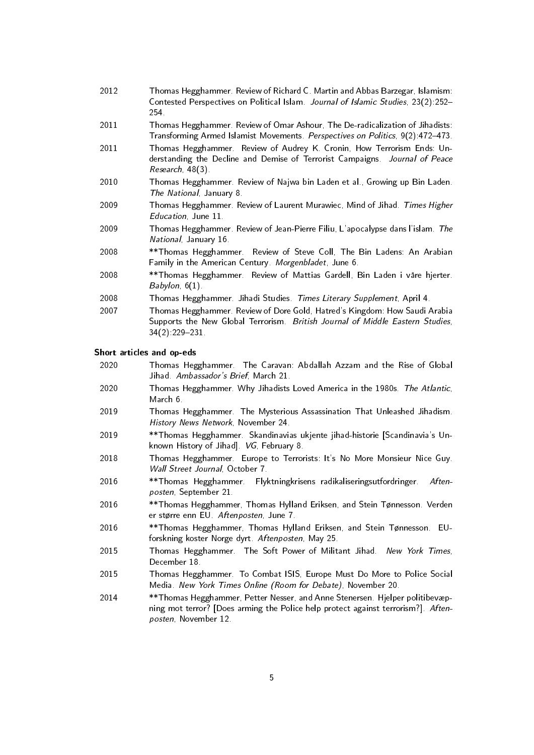2012 Thomas Hegghammer. Review of Richard C. Martin and Abbas Barzegar, Islamism: Contested Perspectives on Political Islam. *Journal of Islamic Studies*, 23(2):252–254.

2011 Thomas Hegghammer. Review of Omar Ashour, The De-radicalization of Jihadists: Transforming Armed Islamist Movements. *Perspectives on Politics*, 9(2):472–473.

2011 Thomas Hegghammer. Review of Audrey K. Cronin, How Terrorism Ends: Understanding the Decline and Demise of Terrorist Campaigns. *Journal of Peace Research*, 48(3).

2010 Thomas Hegghammer. Review of Najwa bin Laden et al., Growing up Bin Laden. *The National*, January 8.

2009 Thomas Hegghammer. Review of Laurent Murawiec, Mind of Jihad. *Times Higher Education*, June 11.

2009 Thomas Hegghammer. Review of Jean-Pierre Filiu, L'apocalypse dans l'islam. *The National*, January 16.

2008 **Thomas Hegghammer. Review of Steve Coll, The Bin Ladens: An Arabian Family in the American Century. *Morgenbladet*, June 6.

2008 **Thomas Hegghammer. Review of Mattias Gardell, Bin Laden i våre hjerter. *Babylon*, 6(1).

2008 Thomas Hegghammer. Jihadi Studies. *Times Literary Supplement*, April 4.

2007 Thomas Hegghammer. Review of Dore Gold, Hatred's Kingdom: How Saudi Arabia Supports the New Global Terrorism. *British Journal of Middle Eastern Studies*, 34(2):229–231.

### Short articles and op-eds

2020 Thomas Hegghammer. The Caravan: Abdallah Azzam and the Rise of Global Jihad. *Ambassador's Brief*, March 21.

2020 Thomas Hegghammer. Why Jihadists Loved America in the 1980s. *The Atlantic*, March 6.

2019 Thomas Hegghammer. The Mysterious Assassination That Unleashed Jihadism. *History News Network*, November 24.

2019 **Thomas Hegghammer. Skandinavias ukjente jihad-historie [Scandinavia's Unknown History of Jihad]. *VG*, February 8.

2018 Thomas Hegghammer. Europe to Terrorists: It's No More Monsieur Nice Guy. *Wall Street Journal*, October 7.

2016 **Thomas Hegghammer. Flyktningkrisens radikaliseringsutfordringer. *Aftenposten*, September 21.

2016 **Thomas Hegghammer, Thomas Hylland Eriksen, and Stein Tønnesson. Verden er større enn EU. *Aftenposten*, June 7.

2016 **Thomas Hegghammer, Thomas Hylland Eriksen, and Stein Tønnesson. EU-forskning koster Norge dyrt. *Aftenposten*, May 25.

2015 Thomas Hegghammer. The Soft Power of Militant Jihad. *New York Times*, December 18.

2015 Thomas Hegghammer. To Combat ISIS, Europe Must Do More to Police Social Media. *New York Times Online (Room for Debate)*, November 20.

2014 **Thomas Hegghammer, Petter Nesser, and Anne Stenersen. Hjelper politibevæpning mot terror? [Does arming the Police help protect against terrorism?]. *Aftenposten*, November 12.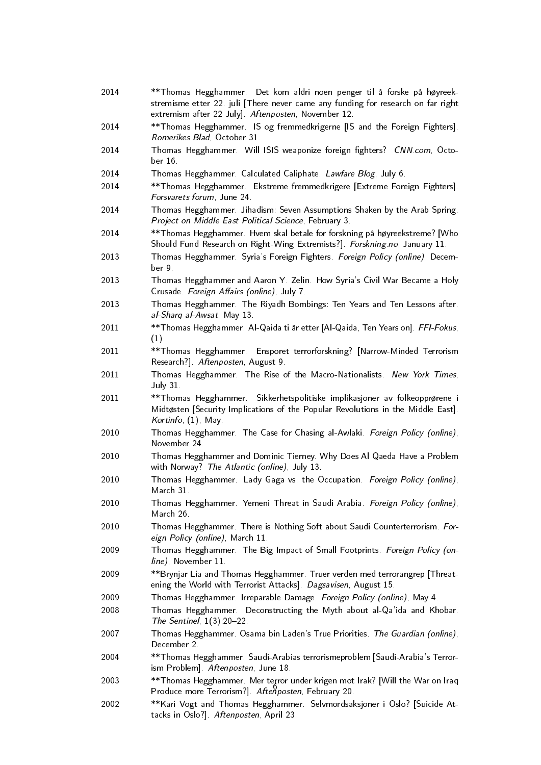2014 **Thomas Hegghammer. Det kom aldri noen penger til å forske på høyreekstremisme etter 22. juli [There never came any funding for research on far right extremism after 22 July]. *Aftenposten*, November 12.

2014 **Thomas Hegghammer. IS og fremmedkrigerne [IS and the Foreign Fighters]. *Romerikes Blad*, October 31.

2014 Thomas Hegghammer. Will ISIS weaponize foreign fighters? *CNN.com*, October 16.

2014 Thomas Hegghammer. Calculated Caliphate. *Lawfare Blog*, July 6.

2014 **Thomas Hegghammer. Ekstreme fremmedkrigere [Extreme Foreign Fighters]. *Forsvarets forum*, June 24.

2014 Thomas Hegghammer. Jihadism: Seven Assumptions Shaken by the Arab Spring. *Project on Middle East Political Science*, February 3.

2014 **Thomas Hegghammer. Hvem skal betale for forskning på høyreekstreme? [Who Should Fund Research on Right-Wing Extremists?]. *Forskning.no*, January 11.

2013 Thomas Hegghammer. Syria's Foreign Fighters. *Foreign Policy (online)*, December 9.

2013 Thomas Hegghammer and Aaron Y. Zelin. How Syria's Civil War Became a Holy Crusade. *Foreign Affairs (online)*, July 7.

2013 Thomas Hegghammer. The Riyadh Bombings: Ten Years and Ten Lessons after. *al-Sharq al-Awsat*, May 13.

2011 **Thomas Hegghammer. Al-Qaida ti år etter [Al-Qaida, Ten Years on]. *FFI-Fokus*, (1).

2011 **Thomas Hegghammer. Ensporet terrorforskning? [Narrow-Minded Terrorism Research?]. *Aftenposten*, August 9.

2011 Thomas Hegghammer. The Rise of the Macro-Nationalists. *New York Times*, July 31.

2011 **Thomas Hegghammer. Sikkerhetspolitiske implikasjoner av folkeopprørene i Midtøsten [Security Implications of the Popular Revolutions in the Middle East]. *Kortinfo*, (1), May.

2010 Thomas Hegghammer. The Case for Chasing al-Awlaki. *Foreign Policy (online)*, November 24.

2010 Thomas Hegghammer and Dominic Tierney. Why Does Al Qaeda Have a Problem with Norway? *The Atlantic (online)*, July 13.

2010 Thomas Hegghammer. Lady Gaga vs. the Occupation. *Foreign Policy (online)*, March 31.

2010 Thomas Hegghammer. Yemeni Threat in Saudi Arabia. *Foreign Policy (online)*, March 26.

2010 Thomas Hegghammer. There is Nothing Soft about Saudi Counterterrorism. *Foreign Policy (online)*, March 11.

2009 Thomas Hegghammer. The Big Impact of Small Footprints. *Foreign Policy (online)*, November 11.

2009 **Brynjar Lia and Thomas Hegghammer. Truer verden med terrorangrep [Threatening the World with Terrorist Attacks]. *Dagsavisen*, August 15.

2009 Thomas Hegghammer. Irreparable Damage. *Foreign Policy (online)*, May 4.

2008 Thomas Hegghammer. Deconstructing the Myth about al-Qa'ida and Khobar. *The Sentinel*, 1(3):20–22.

2007 Thomas Hegghammer. Osama bin Laden's True Priorities. *The Guardian (online)*, December 2.

2004 **Thomas Hegghammer. Saudi-Arabias terrorismeproblem [Saudi-Arabia's Terrorism Problem]. *Aftenposten*, June 18.

2003 **Thomas Hegghammer. Mer terror under krigen mot Irak? [Will the War on Iraq Produce more Terrorism?]. *Aftenposten*, February 20.

2002 **Kari Vogt and Thomas Hegghammer. Selvmordsaksjoner i Oslo? [Suicide Attacks in Oslo?]. *Aftenposten*, April 23.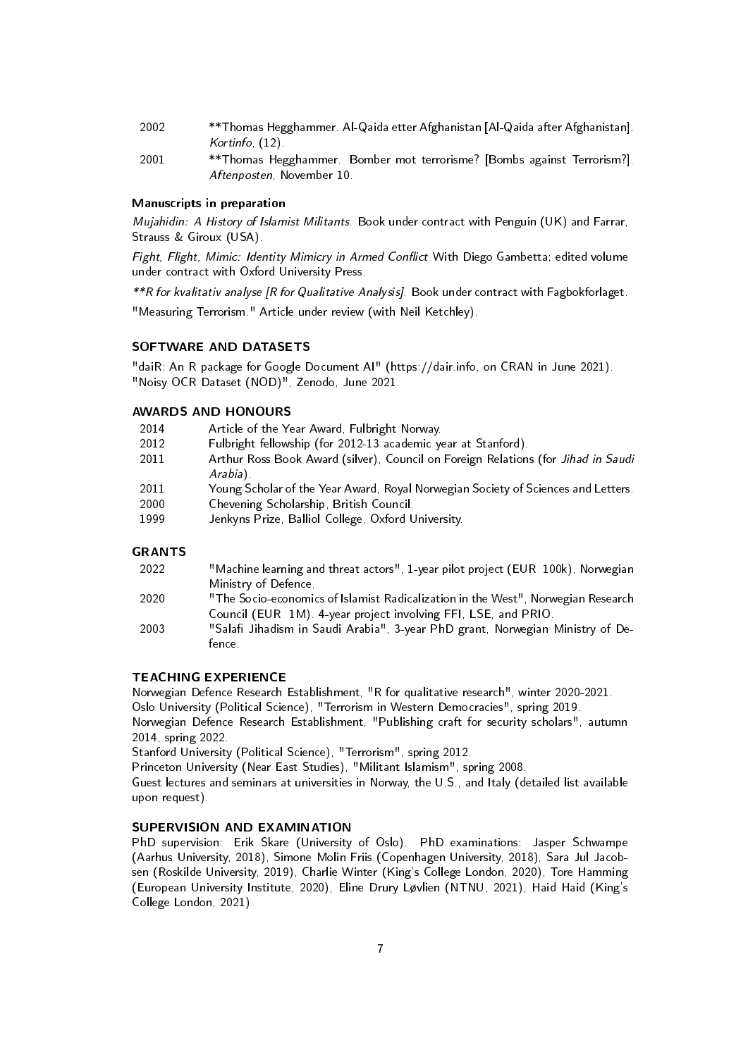| | |
|---|---|
| 2002 | **Thomas Hegghammer. Al-Qaida etter Afghanistan [Al-Qaida after Afghanistan]. *Kortinfo*, (12). |
| 2001 | **Thomas Hegghammer. Bomber mot terrorisme? [Bombs against Terrorism?]. *Aftenposten*, November 10. |

### Manuscripts in preparation

*Mujahidin: A History of Islamist Militants.* Book under contract with Penguin (UK) and Farrar, Strauss & Giroux (USA).

*Fight, Flight, Mimic: Identity Mimicry in Armed Conflict* With Diego Gambetta; edited volume under contract with Oxford University Press.

*\*\*R for kvalitativ analyse [R for Qualitative Analysis].* Book under contract with Fagbokforlaget.

"Measuring Terrorism." Article under review (with Neil Ketchley).

## SOFTWARE AND DATASETS

"daiR: An R package for Google Document AI" (https://dair.info, on CRAN in June 2021).
"Noisy OCR Dataset (NOD)", Zenodo, June 2021.

## AWARDS AND HONOURS

| | |
|---|---|
| 2014 | Article of the Year Award, Fulbright Norway. |
| 2012 | Fulbright fellowship (for 2012-13 academic year at Stanford). |
| 2011 | Arthur Ross Book Award (silver), Council on Foreign Relations (for *Jihad in Saudi Arabia*). |
| 2011 | Young Scholar of the Year Award, Royal Norwegian Society of Sciences and Letters. |
| 2000 | Chevening Scholarship, British Council. |
| 1999 | Jenkyns Prize, Balliol College, Oxford University. |

## GRANTS

| | |
|---|---|
| 2022 | "Machine learning and threat actors", 1-year pilot project (EUR 100k), Norwegian Ministry of Defence. |
| 2020 | "The Socio-economics of Islamist Radicalization in the West", Norwegian Research Council (EUR 1M). 4-year project involving FFI, LSE, and PRIO. |
| 2003 | "Salafi Jihadism in Saudi Arabia", 3-year PhD grant, Norwegian Ministry of Defence. |

## TEACHING EXPERIENCE

Norwegian Defence Research Establishment, "R for qualitative research", winter 2020-2021.
Oslo University (Political Science), "Terrorism in Western Democracies", spring 2019.
Norwegian Defence Research Establishment, "Publishing craft for security scholars", autumn 2014, spring 2022.
Stanford University (Political Science), "Terrorism", spring 2012.
Princeton University (Near East Studies), "Militant Islamism", spring 2008.
Guest lectures and seminars at universities in Norway, the U.S., and Italy (detailed list available upon request).

## SUPERVISION AND EXAMINATION

PhD supervision: Erik Skare (University of Oslo). PhD examinations: Jasper Schwampe (Aarhus University, 2018), Simone Molin Friis (Copenhagen University, 2018), Sara Jul Jacobsen (Roskilde University, 2019), Charlie Winter (King's College London, 2020), Tore Hamming (European University Institute, 2020), Eline Drury Løvlien (NTNU, 2021), Haid Haid (King's College London, 2021).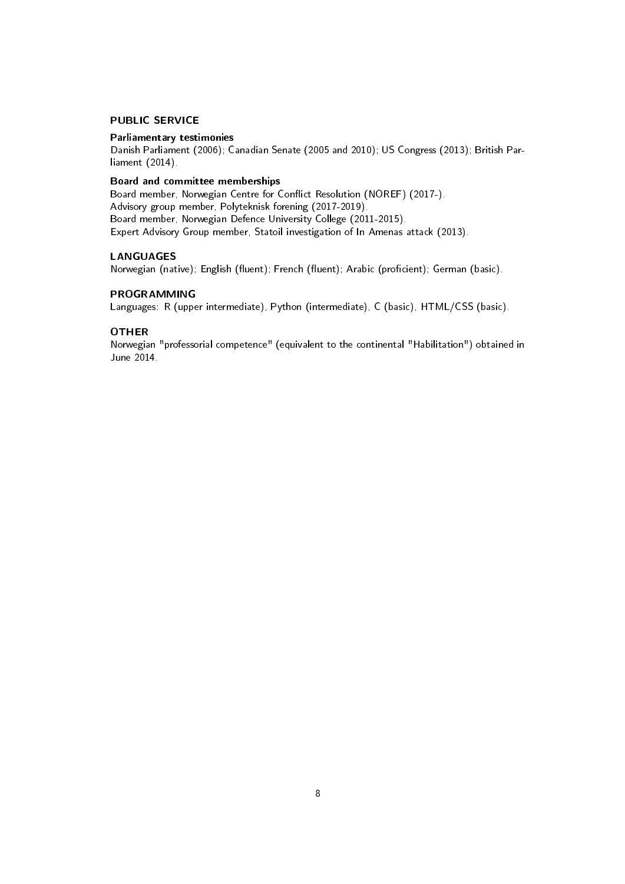## PUBLIC SERVICE

### Parliamentary testimonies

Danish Parliament (2006); Canadian Senate (2005 and 2010); US Congress (2013); British Parliament (2014).

### Board and committee memberships

Board member, Norwegian Centre for Conflict Resolution (NOREF) (2017-).
Advisory group member, Polyteknisk forening (2017-2019).
Board member, Norwegian Defence University College (2011-2015).
Expert Advisory Group member, Statoil investigation of In Amenas attack (2013).

## LANGUAGES

Norwegian (native); English (fluent); French (fluent); Arabic (proficient); German (basic).

## PROGRAMMING

Languages: R (upper intermediate), Python (intermediate), C (basic), HTML/CSS (basic).

## OTHER

Norwegian "professorial competence" (equivalent to the continental "Habilitation") obtained in June 2014.